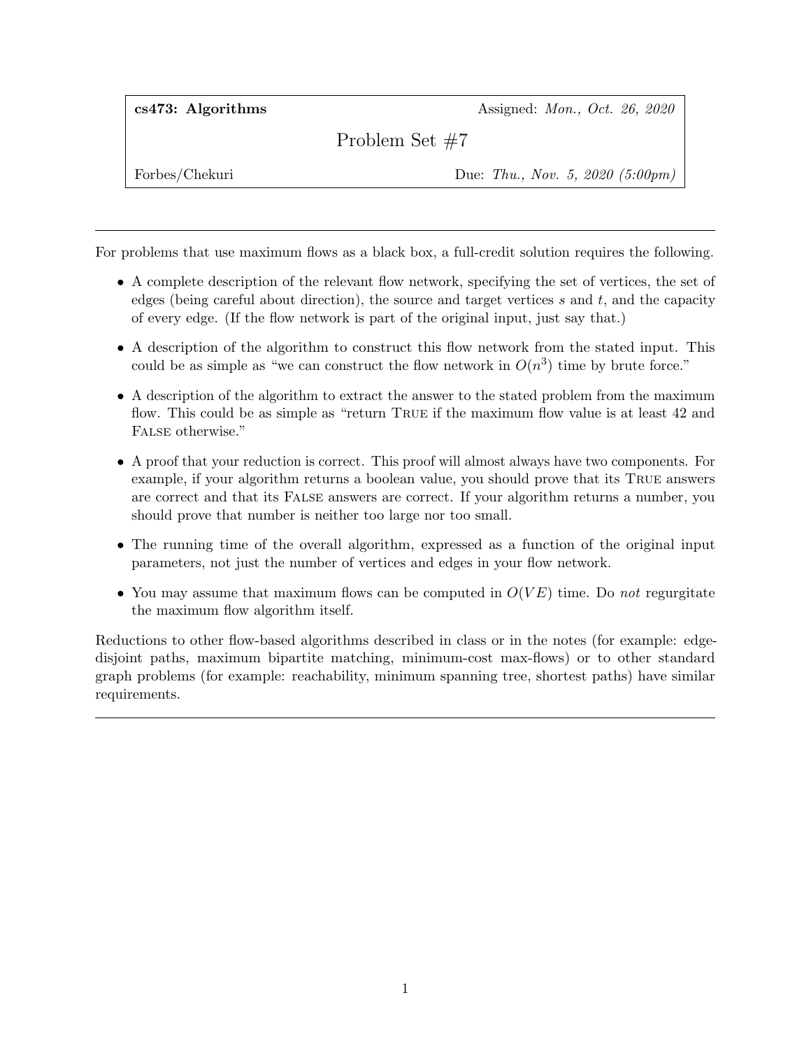**cs473: Algorithms** — Assigned: *Mon., Oct. 26, 2020*

# Problem Set #7

Forbes/Chekuri — Due: *Thu., Nov. 5, 2020 (5:00pm)*

---

For problems that use maximum flows as a black box, a full-credit solution requires the following.

- A complete description of the relevant flow network, specifying the set of vertices, the set of edges (being careful about direction), the source and target vertices $s$ and $t$, and the capacity of every edge. (If the flow network is part of the original input, just say that.)
- A description of the algorithm to construct this flow network from the stated input. This could be as simple as "we can construct the flow network in $O(n^3)$ time by brute force."
- A description of the algorithm to extract the answer to the stated problem from the maximum flow. This could be as simple as "return TRUE if the maximum flow value is at least 42 and FALSE otherwise."
- A proof that your reduction is correct. This proof will almost always have two components. For example, if your algorithm returns a boolean value, you should prove that its TRUE answers are correct and that its FALSE answers are correct. If your algorithm returns a number, you should prove that number is neither too large nor too small.
- The running time of the overall algorithm, expressed as a function of the original input parameters, not just the number of vertices and edges in your flow network.
- You may assume that maximum flows can be computed in $O(VE)$ time. Do *not* regurgitate the maximum flow algorithm itself.

Reductions to other flow-based algorithms described in class or in the notes (for example: edge-disjoint paths, maximum bipartite matching, minimum-cost max-flows) or to other standard graph problems (for example: reachability, minimum spanning tree, shortest paths) have similar requirements.

---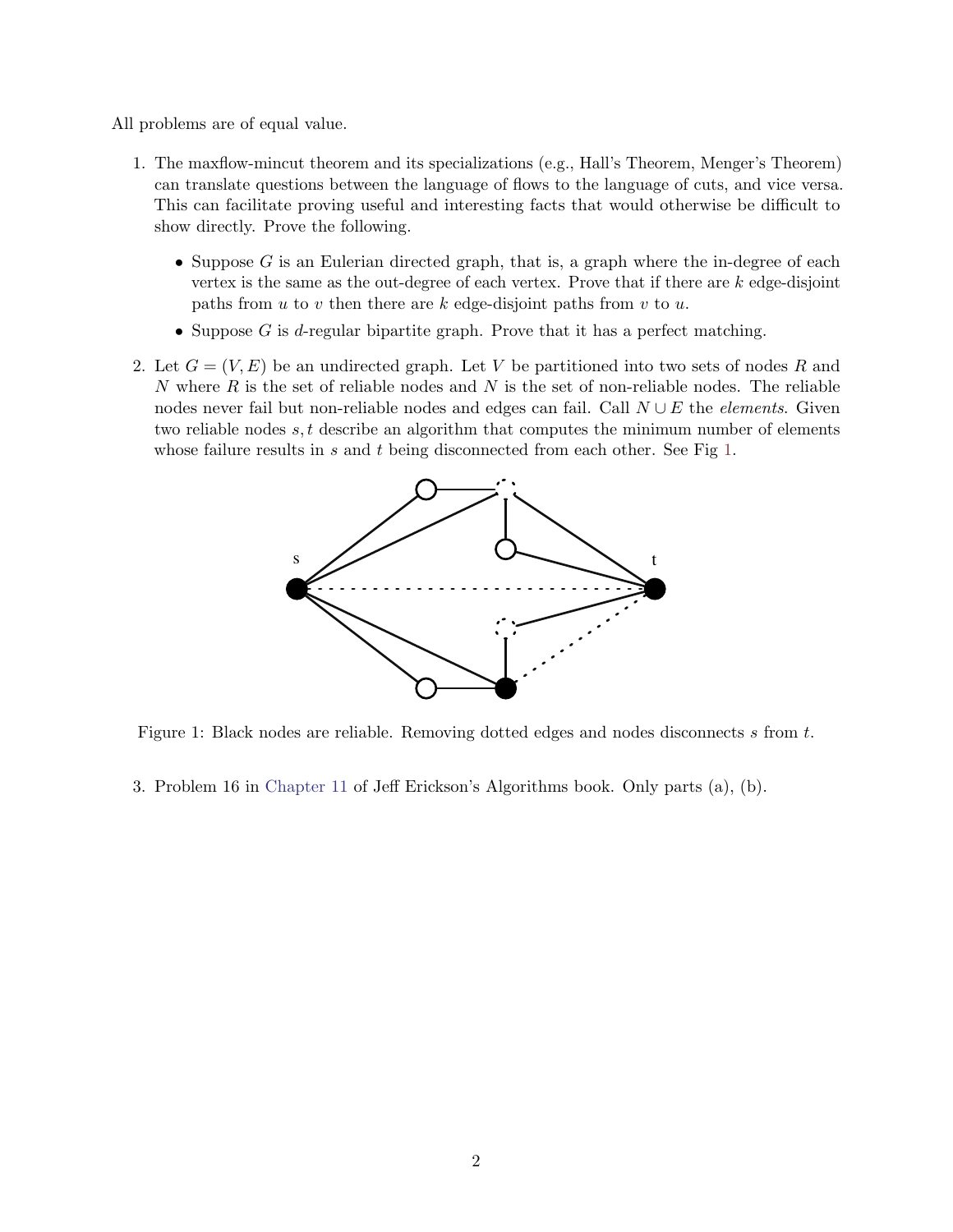All problems are of equal value.

1. The maxflow-mincut theorem and its specializations (e.g., Hall's Theorem, Menger's Theorem) can translate questions between the language of flows to the language of cuts, and vice versa. This can facilitate proving useful and interesting facts that would otherwise be difficult to show directly. Prove the following.

   - Suppose $G$ is an Eulerian directed graph, that is, a graph where the in-degree of each vertex is the same as the out-degree of each vertex. Prove that if there are $k$ edge-disjoint paths from $u$ to $v$ then there are $k$ edge-disjoint paths from $v$ to $u$.
   - Suppose $G$ is $d$-regular bipartite graph. Prove that it has a perfect matching.

2. Let $G = (V, E)$ be an undirected graph. Let $V$ be partitioned into two sets of nodes $R$ and $N$ where $R$ is the set of reliable nodes and $N$ is the set of non-reliable nodes. The reliable nodes never fail but non-reliable nodes and edges can fail. Call $N \cup E$ the *elements*. Given two reliable nodes $s, t$ describe an algorithm that computes the minimum number of elements whose failure results in $s$ and $t$ being disconnected from each other. See Fig 1.

s

t

Figure 1: Black nodes are reliable. Removing dotted edges and nodes disconnects $s$ from $t$.

3. Problem 16 in Chapter 11 of Jeff Erickson's Algorithms book. Only parts (a), (b).